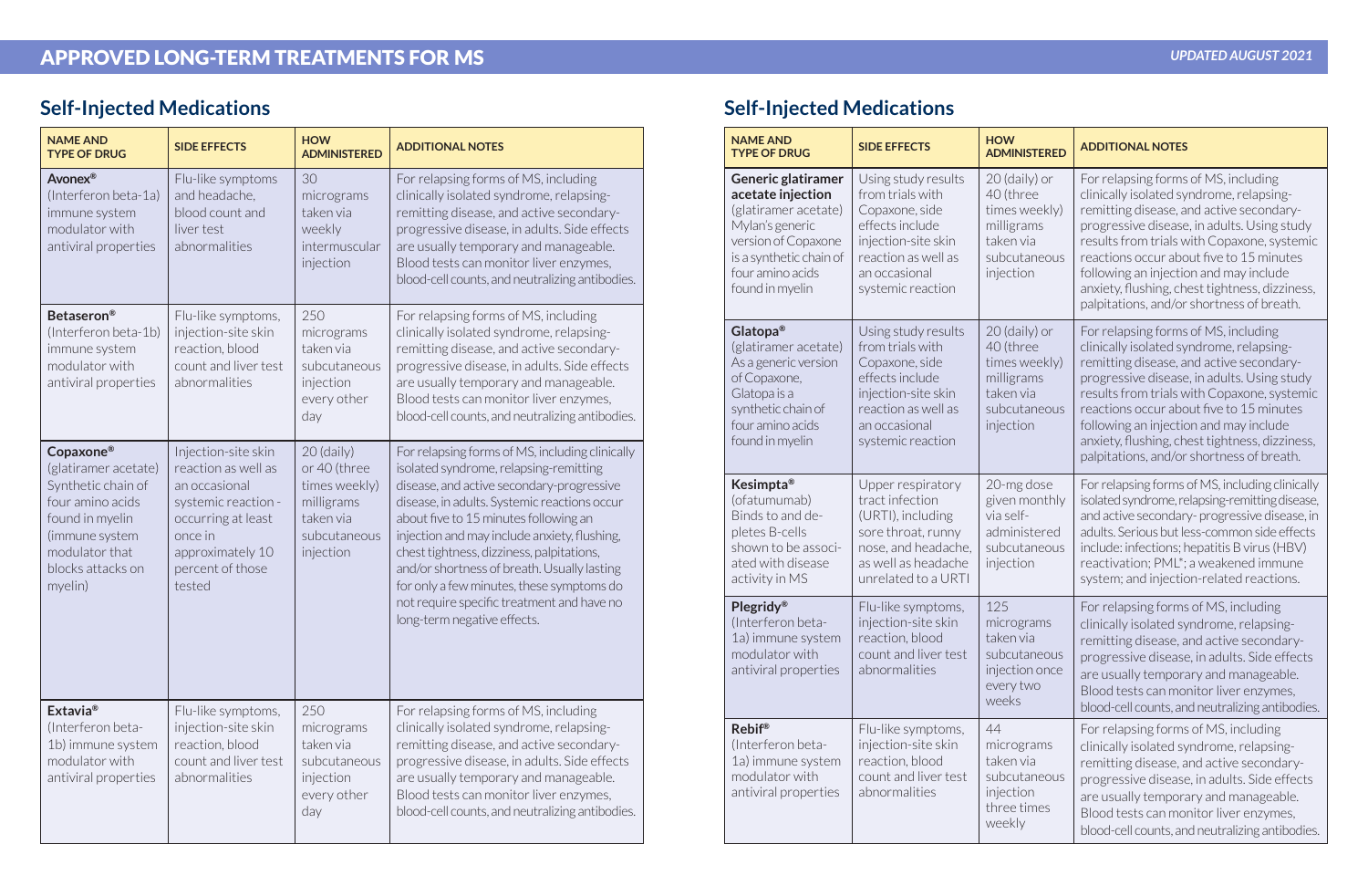# APPROVED LONG-TERM TREATMENTS FOR MS

*UPDATED AUGUST 2021*

## Self-Injected Medications

| NAME AND TYPE OF DRUG | SIDE EFFECTS | HOW ADMINISTERED | ADDITIONAL NOTES |
|---|---|---|---|
| **Avonex®** (Interferon beta-1a) immune system modulator with antiviral properties | Flu-like symptoms and headache, blood count and liver test abnormalities | 30 micrograms taken via weekly intermuscular injection | For relapsing forms of MS, including clinically isolated syndrome, relapsing-remitting disease, and active secondary-progressive disease, in adults. Side effects are usually temporary and manageable. Blood tests can monitor liver enzymes, blood-cell counts, and neutralizing antibodies. |
| **Betaseron®** (Interferon beta-1b) immune system modulator with antiviral properties | Flu-like symptoms, injection-site skin reaction, blood count and liver test abnormalities | 250 micrograms taken via subcutaneous injection every other day | For relapsing forms of MS, including clinically isolated syndrome, relapsing-remitting disease, and active secondary-progressive disease, in adults. Side effects are usually temporary and manageable. Blood tests can monitor liver enzymes, blood-cell counts, and neutralizing antibodies. |
| **Copaxone®** (glatiramer acetate) Synthetic chain of four amino acids found in myelin (immune system modulator that blocks attacks on myelin) | Injection-site skin reaction as well as an occasional systemic reaction - occurring at least once in approximately 10 percent of those tested | 20 (daily) or 40 (three times weekly) milligrams taken via subcutaneous injection | For relapsing forms of MS, including clinically isolated syndrome, relapsing-remitting disease, and active secondary-progressive disease, in adults. Systemic reactions occur about five to 15 minutes following an injection and may include anxiety, flushing, chest tightness, dizziness, palpitations, and/or shortness of breath. Usually lasting for only a few minutes, these symptoms do not require specific treatment and have no long-term negative effects. |
| **Extavia®** (Interferon beta-1b) immune system modulator with antiviral properties | Flu-like symptoms, injection-site skin reaction, blood count and liver test abnormalities | 250 micrograms taken via subcutaneous injection every other day | For relapsing forms of MS, including clinically isolated syndrome, relapsing-remitting disease, and active secondary-progressive disease, in adults. Side effects are usually temporary and manageable. Blood tests can monitor liver enzymes, blood-cell counts, and neutralizing antibodies. |

## Self-Injected Medications

| NAME AND TYPE OF DRUG | SIDE EFFECTS | HOW ADMINISTERED | ADDITIONAL NOTES |
|---|---|---|---|
| **Generic glatiramer acetate injection** (glatiramer acetate) Mylan's generic version of Copaxone is a synthetic chain of four amino acids found in myelin | Using study results from trials with Copaxone, side effects include injection-site skin reaction as well as an occasional systemic reaction | 20 (daily) or 40 (three times weekly) milligrams taken via subcutaneous injection | For relapsing forms of MS, including clinically isolated syndrome, relapsing-remitting disease, and active secondary-progressive disease, in adults. Using study results from trials with Copaxone, systemic reactions occur about five to 15 minutes following an injection and may include anxiety, flushing, chest tightness, dizziness, palpitations, and/or shortness of breath. |
| **Glatopa®** (glatiramer acetate) As a generic version of Copaxone, Glatopa is a synthetic chain of four amino acids found in myelin | Using study results from trials with Copaxone, side effects include injection-site skin reaction as well as an occasional systemic reaction | 20 (daily) or 40 (three times weekly) milligrams taken via subcutaneous injection | For relapsing forms of MS, including clinically isolated syndrome, relapsing-remitting disease, and active secondary-progressive disease, in adults. Using study results from trials with Copaxone, systemic reactions occur about five to 15 minutes following an injection and may include anxiety, flushing, chest tightness, dizziness, palpitations, and/or shortness of breath. |
| **Kesimpta®** (ofatumumab) Binds to and depletes B-cells shown to be associated with disease activity in MS | Upper respiratory tract infection (URTI), including sore throat, runny nose, and headache, as well as headache unrelated to a URTI | 20-mg dose given monthly via self-administered subcutaneous injection | For relapsing forms of MS, including clinically isolated syndrome, relapsing-remitting disease, and active secondary- progressive disease, in adults. Serious but less-common side effects include: infections; hepatitis B virus (HBV) reactivation; PML*; a weakened immune system; and injection-related reactions. |
| **Plegridy®** (Interferon beta-1a) immune system modulator with antiviral properties | Flu-like symptoms, injection-site skin reaction, blood count and liver test abnormalities | 125 micrograms taken via subcutaneous injection once every two weeks | For relapsing forms of MS, including clinically isolated syndrome, relapsing-remitting disease, and active secondary-progressive disease, in adults. Side effects are usually temporary and manageable. Blood tests can monitor liver enzymes, blood-cell counts, and neutralizing antibodies. |
| **Rebif®** (Interferon beta-1a) immune system modulator with antiviral properties | Flu-like symptoms, injection-site skin reaction, blood count and liver test abnormalities | 44 micrograms taken via subcutaneous injection three times weekly | For relapsing forms of MS, including clinically isolated syndrome, relapsing-remitting disease, and active secondary-progressive disease, in adults. Side effects are usually temporary and manageable. Blood tests can monitor liver enzymes, blood-cell counts, and neutralizing antibodies. |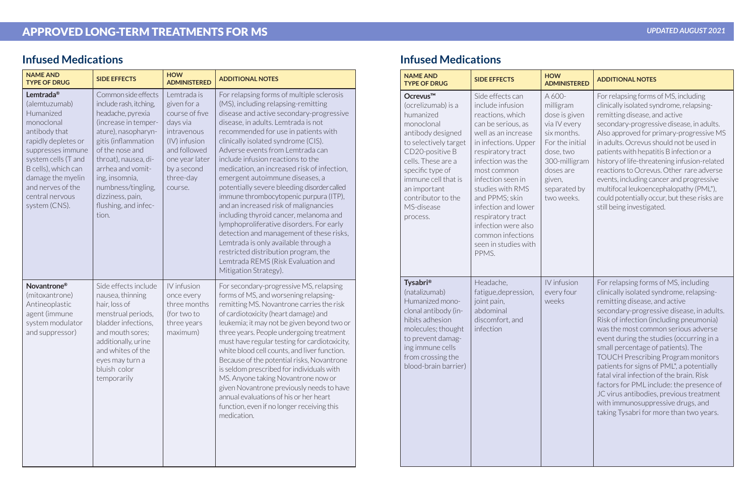## Infused Medications

| NAME AND TYPE OF DRUG | SIDE EFFECTS | HOW ADMINISTERED | ADDITIONAL NOTES |
|---|---|---|---|
| **Lemtrada®** (alemtuzumab) Humanized monoclonal antibody that rapidly depletes or suppresses immune system cells (T and B cells), which can damage the myelin and nerves of the central nervous system (CNS). | Common side effects include rash, itching, headache, pyrexia (increase in temperature), nasopharyngitis (inflammation of the nose and throat), nausea, diarrhea and vomiting, insomnia, numbness/tingling, dizziness, pain, flushing, and infection. | Lemtrada is given for a course of five days via intravenous (IV) infusion and followed one year later by a second three-day course. | For relapsing forms of multiple sclerosis (MS), including relapsing-remitting disease and active secondary-progressive disease, in adults. Lemtrada is not recommended for use in patients with clinically isolated syndrome (CIS). Adverse events from Lemtrada can include infusion reactions to the medication, an increased risk of infection, emergent autoimmune diseases, a potentially severe bleeding disorder called immune thrombocytopenic purpura (ITP), and an increased risk of malignancies including thyroid cancer, melanoma and lymphoproliferative disorders. For early detection and management of these risks, Lemtrada is only available through a restricted distribution program, the Lemtrada REMS (Risk Evaluation and Mitigation Strategy). |
| **Novantrone®** (mitoxantrone) Antineoplastic agent (immune system modulator and suppressor) | Side effects include nausea, thinning hair, loss of menstrual periods, bladder infections, and mouth sores; additionally, urine and whites of the eyes may turn a bluish color temporarily | IV infusion once every three months (for two to three years maximum) | For secondary-progressive MS, relapsing forms of MS, and worsening relapsing-remitting MS. Novantrone carries the risk of cardiotoxicity (heart damage) and leukemia; it may not be given beyond two or three years. People undergoing treatment must have regular testing for cardiotoxicity, white blood cell counts, and liver function. Because of the potential risks, Novantrone is seldom prescribed for individuals with MS. Anyone taking Novantrone now or given Novantrone previously needs to have annual evaluations of his or her heart function, even if no longer receiving this medication. |

## Infused Medications

| NAME AND TYPE OF DRUG | SIDE EFFECTS | HOW ADMINISTERED | ADDITIONAL NOTES |
|---|---|---|---|
| **Ocrevus™** (ocrelizumab) is a humanized monoclonal antibody designed to selectively target CD20-positive B cells. These are a specific type of immune cell that is an important contributor to the MS-disease process. | Side effects can include infusion reactions, which can be serious, as well as an increase in infections. Upper respiratory tract infection was the most common infection seen in studies with RMS and PPMS; skin infection and lower respiratory tract infection were also common infections seen in studies with PPMS. | A 600-milligram dose is given via IV every six months. For the initial dose, two 300-milligram doses are given, separated by two weeks. | For relapsing forms of MS, including clinically isolated syndrome, relapsing-remitting disease, and active secondary-progressive disease, in adults. Also approved for primary-progressive MS in adults. Ocrevus should not be used in patients with hepatitis B infection or a history of life-threatening infusion-related reactions to Ocrevus. Other rare adverse events, including cancer and progressive multifocal leukoencephalopathy (PML*), could potentially occur, but these risks are still being investigated. |
| **Tysabri®** (natalizumab) Humanized monoclonal antibody (inhibits adhesion molecules; thought to prevent damaging immune cells from crossing the blood-brain barrier) | Headache, fatigue, depression, joint pain, abdominal discomfort, and infection | IV infusion every four weeks | For relapsing forms of MS, including clinically isolated syndrome, relapsing-remitting disease, and active secondary-progressive disease, in adults. Risk of infection (including pneumonia) was the most common serious adverse event during the studies (occurring in a small percentage of patients). The TOUCH Prescribing Program monitors patients for signs of PML*, a potentially fatal viral infection of the brain. Risk factors for PML include: the presence of JC virus antibodies, previous treatment with immunosuppressive drugs, and taking Tysabri for more than two years. |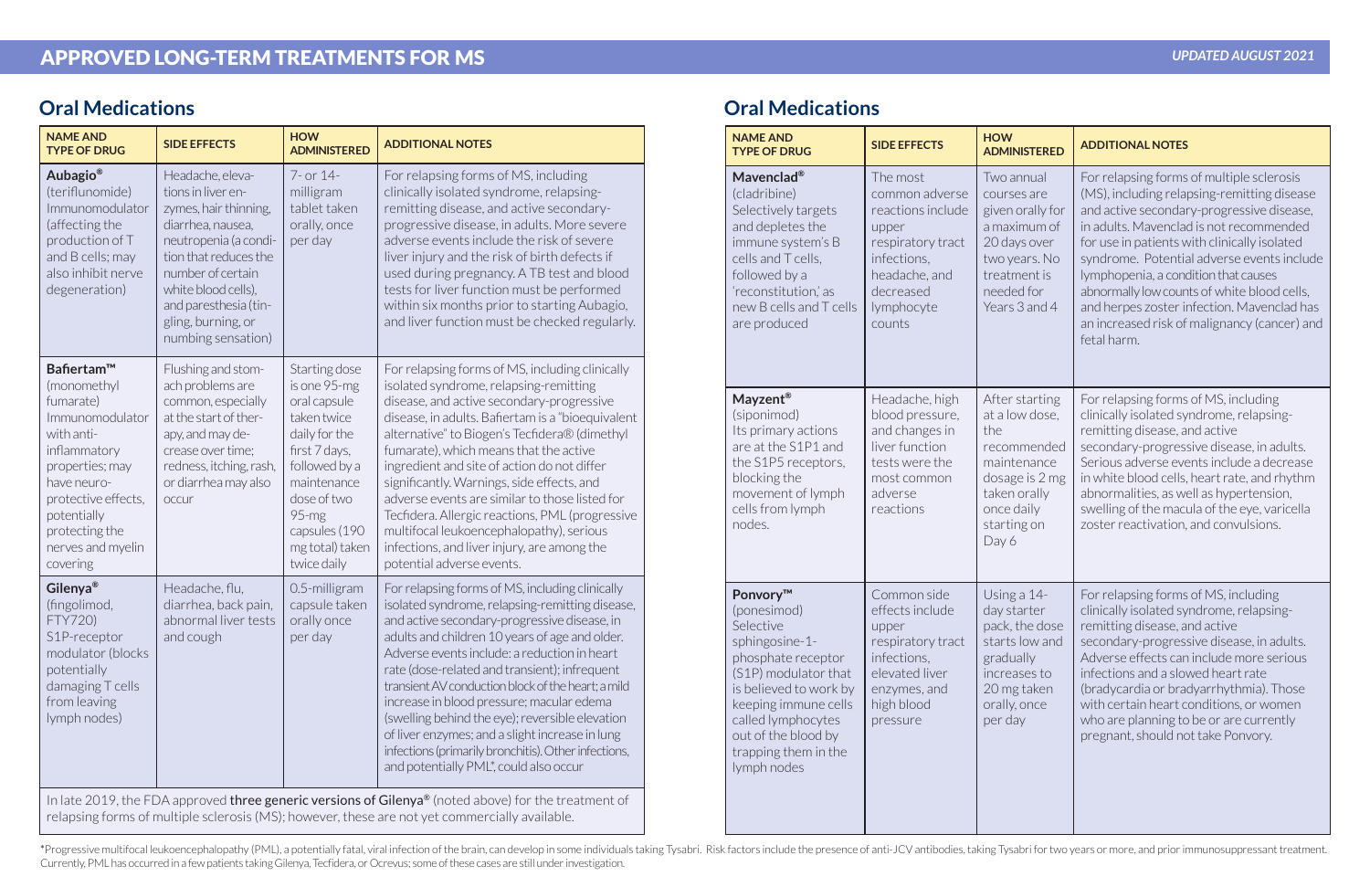# APPROVED LONG-TERM TREATMENTS FOR MS

*UPDATED AUGUST 2021*

## Oral Medications

| NAME AND TYPE OF DRUG | SIDE EFFECTS | HOW ADMINISTERED | ADDITIONAL NOTES |
|---|---|---|---|
| **Aubagio®** (teriflunomide) Immunomodulator (affecting the production of T and B cells; may also inhibit nerve degeneration) | Headache, elevations in liver enzymes, hair thinning, diarrhea, nausea, neutropenia (a condition that reduces the number of certain white blood cells), and paresthesia (tingling, burning, or numbing sensation) | 7- or 14-milligram tablet taken orally, once per day | For relapsing forms of MS, including clinically isolated syndrome, relapsing-remitting disease, and active secondary-progressive disease, in adults. More severe adverse events include the risk of severe liver injury and the risk of birth defects if used during pregnancy. A TB test and blood tests for liver function must be performed within six months prior to starting Aubagio, and liver function must be checked regularly. |
| **Bafiertam™** (monomethyl fumarate) Immunomodulator with anti-inflammatory properties; may have neuro-protective effects, potentially protecting the nerves and myelin covering | Flushing and stomach problems are common, especially at the start of therapy, and may decrease over time; redness, itching, rash, or diarrhea may also occur | Starting dose is one 95-mg oral capsule taken twice daily for the first 7 days, followed by a maintenance dose of two 95-mg capsules (190 mg total) taken twice daily | For relapsing forms of MS, including clinically isolated syndrome, relapsing-remitting disease, and active secondary-progressive disease, in adults. Bafiertam is a "bioequivalent alternative" to Biogen's Tecfidera® (dimethyl fumarate), which means that the active ingredient and site of action do not differ significantly. Warnings, side effects, and adverse events are similar to those listed for Tecfidera. Allergic reactions, PML (progressive multifocal leukoencephalopathy), serious infections, and liver injury, are among the potential adverse events. |
| **Gilenya®** (fingolimod, FTY720) S1P-receptor modulator (blocks potentially damaging T cells from leaving lymph nodes) | Headache, flu, diarrhea, back pain, abnormal liver tests and cough | 0.5-milligram capsule taken orally once per day | For relapsing forms of MS, including clinically isolated syndrome, relapsing-remitting disease, and active secondary-progressive disease, in adults and children 10 years of age and older. Adverse events include: a reduction in heart rate (dose-related and transient); infrequent transient AV conduction block of the heart; a mild increase in blood pressure; macular edema (swelling behind the eye); reversible elevation of liver enzymes; and a slight increase in lung infections (primarily bronchitis). Other infections, and potentially PML*, could also occur |

In late 2019, the FDA approved **three generic versions of Gilenya®** (noted above) for the treatment of relapsing forms of multiple sclerosis (MS); however, these are not yet commercially available.

## Oral Medications

| NAME AND TYPE OF DRUG | SIDE EFFECTS | HOW ADMINISTERED | ADDITIONAL NOTES |
|---|---|---|---|
| **Mavenclad®** (cladribine) Selectively targets and depletes the immune system's B cells and T cells, followed by a 'reconstitution,' as new B cells and T cells are produced | The most common adverse reactions include upper respiratory tract infections, headache, and decreased lymphocyte counts | Two annual courses are given orally for a maximum of 20 days over two years. No treatment is needed for Years 3 and 4 | For relapsing forms of multiple sclerosis (MS), including relapsing-remitting disease and active secondary-progressive disease, in adults. Mavenclad is not recommended for use in patients with clinically isolated syndrome. Potential adverse events include lymphopenia, a condition that causes abnormally low counts of white blood cells, and herpes zoster infection. Mavenclad has an increased risk of malignancy (cancer) and fetal harm. |
| **Mayzent®** (siponimod) Its primary actions are at the S1P1 and the S1P5 receptors, blocking the movement of lymph cells from lymph nodes. | Headache, high blood pressure, and changes in liver function tests were the most common adverse reactions | After starting at a low dose, the recommended maintenance dosage is 2 mg taken orally once daily starting on Day 6 | For relapsing forms of MS, including clinically isolated syndrome, relapsing-remitting disease, and active secondary-progressive disease, in adults. Serious adverse events include a decrease in white blood cells, heart rate, and rhythm abnormalities, as well as hypertension, swelling of the macula of the eye, varicella zoster reactivation, and convulsions. |
| **Ponvory™** (ponesimod) Selective sphingosine-1-phosphate receptor (S1P) modulator that is believed to work by keeping immune cells called lymphocytes out of the blood by trapping them in the lymph nodes | Common side effects include upper respiratory tract infections, elevated liver enzymes, and high blood pressure | Using a 14-day starter pack, the dose starts low and gradually increases to 20 mg taken orally, once per day | For relapsing forms of MS, including clinically isolated syndrome, relapsing-remitting disease, and active secondary-progressive disease, in adults. Adverse effects can include more serious infections and a slowed heart rate (bradycardia or bradyarrhythmia). Those with certain heart conditions, or women who are planning to be or are currently pregnant, should not take Ponvory. |

*Progressive multifocal leukoencephalopathy (PML), a potentially fatal, viral infection of the brain, can develop in some individuals taking Tysabri. Risk factors include the presence of anti-JCV antibodies, taking Tysabri for two years or more, and prior immunosuppressant treatment. Currently, PML has occurred in a few patients taking Gilenya, Tecfidera, or Ocrevus; some of these cases are still under investigation.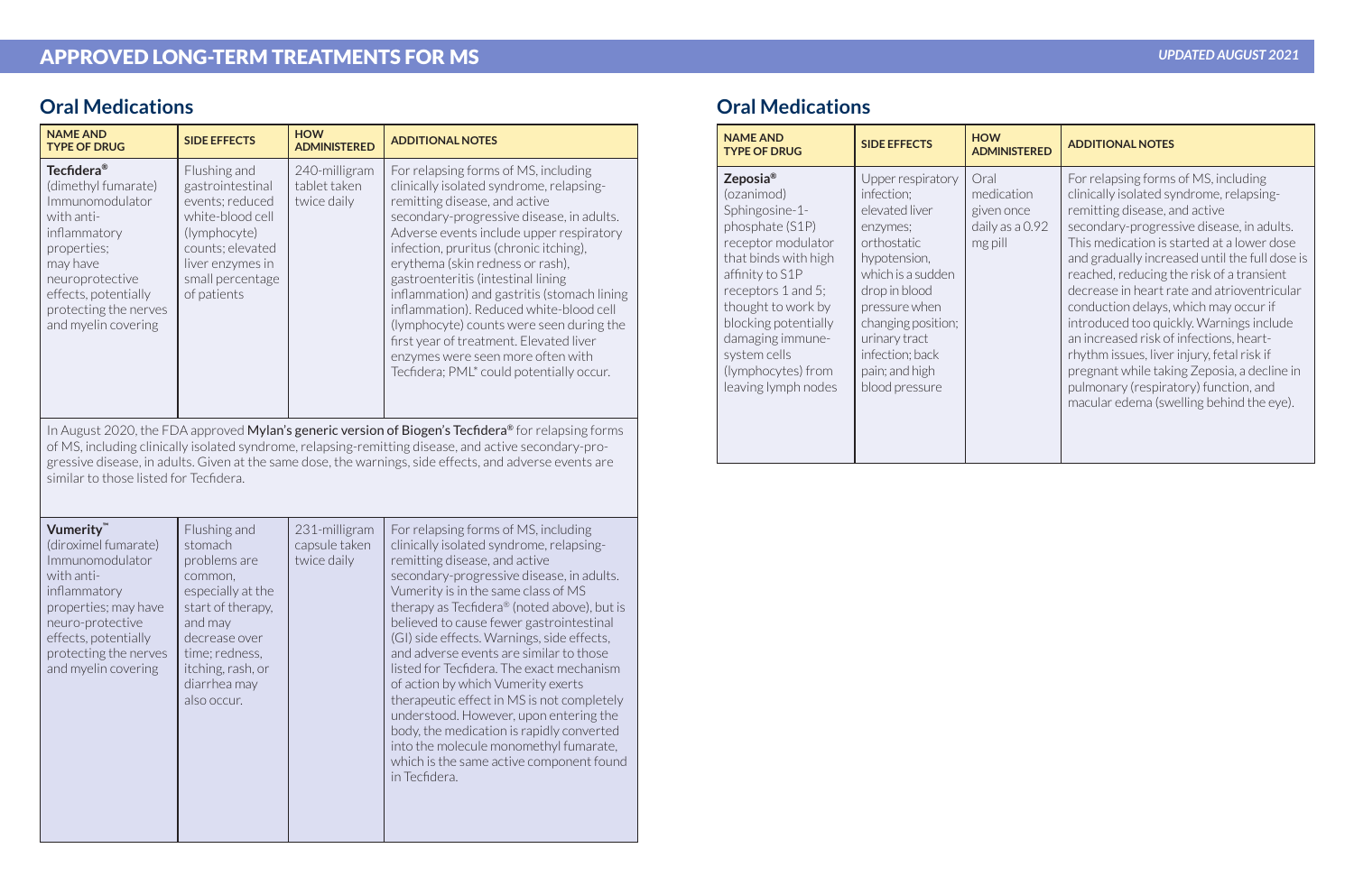# APPROVED LONG-TERM TREATMENTS FOR MS

*UPDATED AUGUST 2021*

## Oral Medications

| NAME AND TYPE OF DRUG | SIDE EFFECTS | HOW ADMINISTERED | ADDITIONAL NOTES |
|---|---|---|---|
| **Tecfidera®** (dimethyl fumarate) Immunomodulator with anti-inflammatory properties; may have neuroprotective effects, potentially protecting the nerves and myelin covering | Flushing and gastrointestinal events; reduced white-blood cell (lymphocyte) counts; elevated liver enzymes in small percentage of patients | 240-milligram tablet taken twice daily | For relapsing forms of MS, including clinically isolated syndrome, relapsing-remitting disease, and active secondary-progressive disease, in adults. Adverse events include upper respiratory infection, pruritus (chronic itching), erythema (skin redness or rash), gastroenteritis (intestinal lining inflammation) and gastritis (stomach lining inflammation). Reduced white-blood cell (lymphocyte) counts were seen during the first year of treatment. Elevated liver enzymes were seen more often with Tecfidera; PML* could potentially occur. |
| In August 2020, the FDA approved Mylan's generic version of Biogen's Tecfidera® for relapsing forms of MS, including clinically isolated syndrome, relapsing-remitting disease, and active secondary-progressive disease, in adults. Given at the same dose, the warnings, side effects, and adverse events are similar to those listed for Tecfidera. | | | |
| **Vumerity™** (diroximel fumarate) Immunomodulator with anti-inflammatory properties; may have neuro-protective effects, potentially protecting the nerves and myelin covering | Flushing and stomach problems are common, especially at the start of therapy, and may decrease over time; redness, itching, rash, or diarrhea may also occur. | 231-milligram capsule taken twice daily | For relapsing forms of MS, including clinically isolated syndrome, relapsing-remitting disease, and active secondary-progressive disease, in adults. Vumerity is in the same class of MS therapy as Tecfidera® (noted above), but is believed to cause fewer gastrointestinal (GI) side effects. Warnings, side effects, and adverse events are similar to those listed for Tecfidera. The exact mechanism of action by which Vumerity exerts therapeutic effect in MS is not completely understood. However, upon entering the body, the medication is rapidly converted into the molecule monomethyl fumarate, which is the same active component found in Tecfidera. |

## Oral Medications

| NAME AND TYPE OF DRUG | SIDE EFFECTS | HOW ADMINISTERED | ADDITIONAL NOTES |
|---|---|---|---|
| **Zeposia®** (ozanimod) Sphingosine-1-phosphate (S1P) receptor modulator that binds with high affinity to S1P receptors 1 and 5; thought to work by blocking potentially damaging immune-system cells (lymphocytes) from leaving lymph nodes | Upper respiratory infection; elevated liver enzymes; orthostatic hypotension, which is a sudden drop in blood pressure when changing position; urinary tract infection; back pain; and high blood pressure | Oral medication given once daily as a 0.92 mg pill | For relapsing forms of MS, including clinically isolated syndrome, relapsing-remitting disease, and active secondary-progressive disease, in adults. This medication is started at a lower dose and gradually increased until the full dose is reached, reducing the risk of a transient decrease in heart rate and atrioventricular conduction delays, which may occur if introduced too quickly. Warnings include an increased risk of infections, heart-rhythm issues, liver injury, fetal risk if pregnant while taking Zeposia, a decline in pulmonary (respiratory) function, and macular edema (swelling behind the eye). |